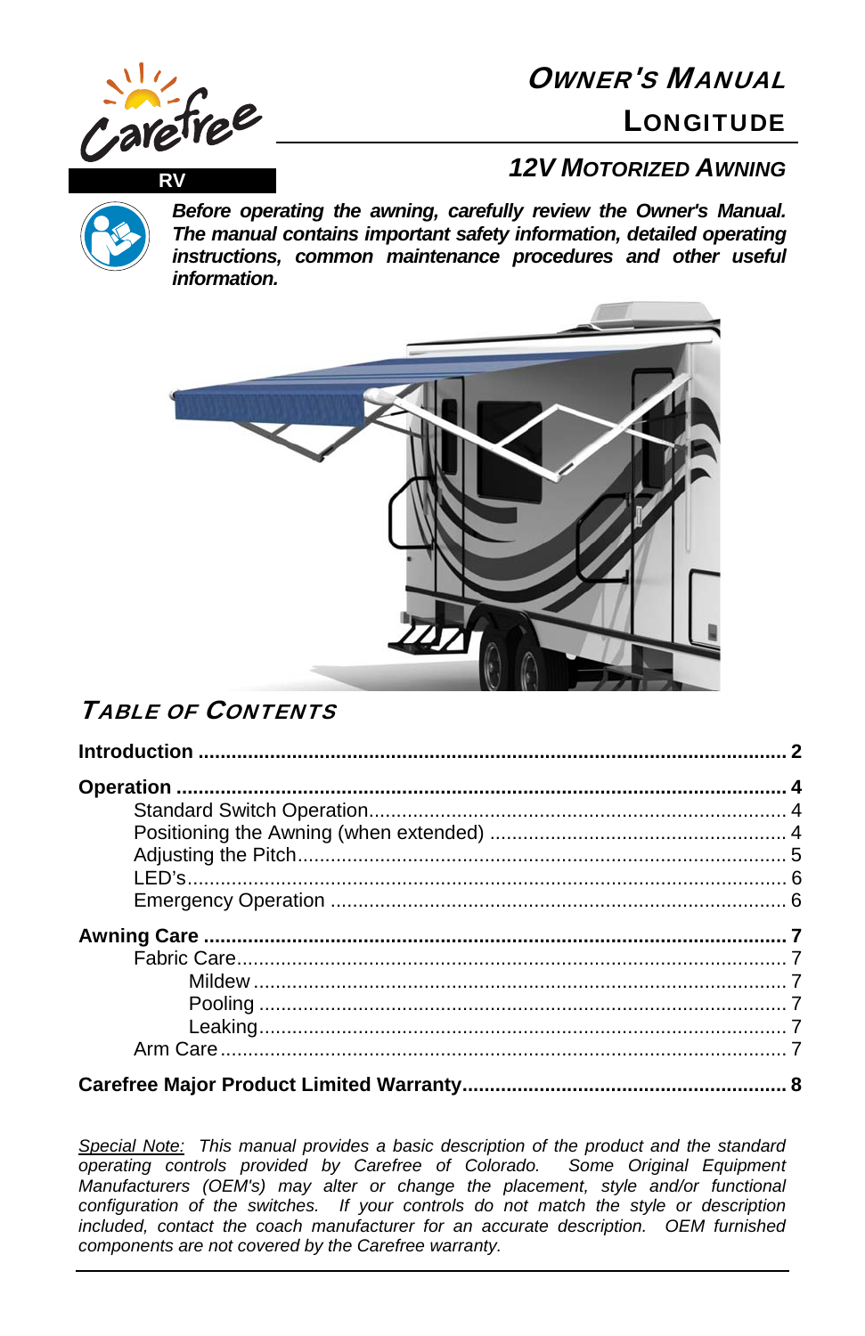Carefree RV

# OWNER'S MANUAL

## LONGITUDE

## 12V MOTORIZED AWNING

***Before operating the awning, carefully review the Owner's Manual. The manual contains important safety information, detailed operating instructions, common maintenance procedures and other useful information.***

## TABLE OF CONTENTS

**Introduction** ........................................................... **2**

**Operation** ............................................................... **4**
- Standard Switch Operation .............................................. 4
- Positioning the Awning (when extended) ............................... 4
- Adjusting the Pitch ...................................................... 5
- LED's ...................................................................... 6
- Emergency Operation ...................................................... 6

**Awning Care** ............................................................ **7**
- Fabric Care ................................................................ 7
  - Mildew ..................................................................... 7
  - Pooling .................................................................... 7
  - Leaking .................................................................... 7
- Arm Care ................................................................... 7

**Carefree Major Product Limited Warranty** ................................ **8**

*<u>Special Note:</u> This manual provides a basic description of the product and the standard operating controls provided by Carefree of Colorado. Some Original Equipment Manufacturers (OEM's) may alter or change the placement, style and/or functional configuration of the switches. If your controls do not match the style or description included, contact the coach manufacturer for an accurate description. OEM furnished components are not covered by the Carefree warranty.*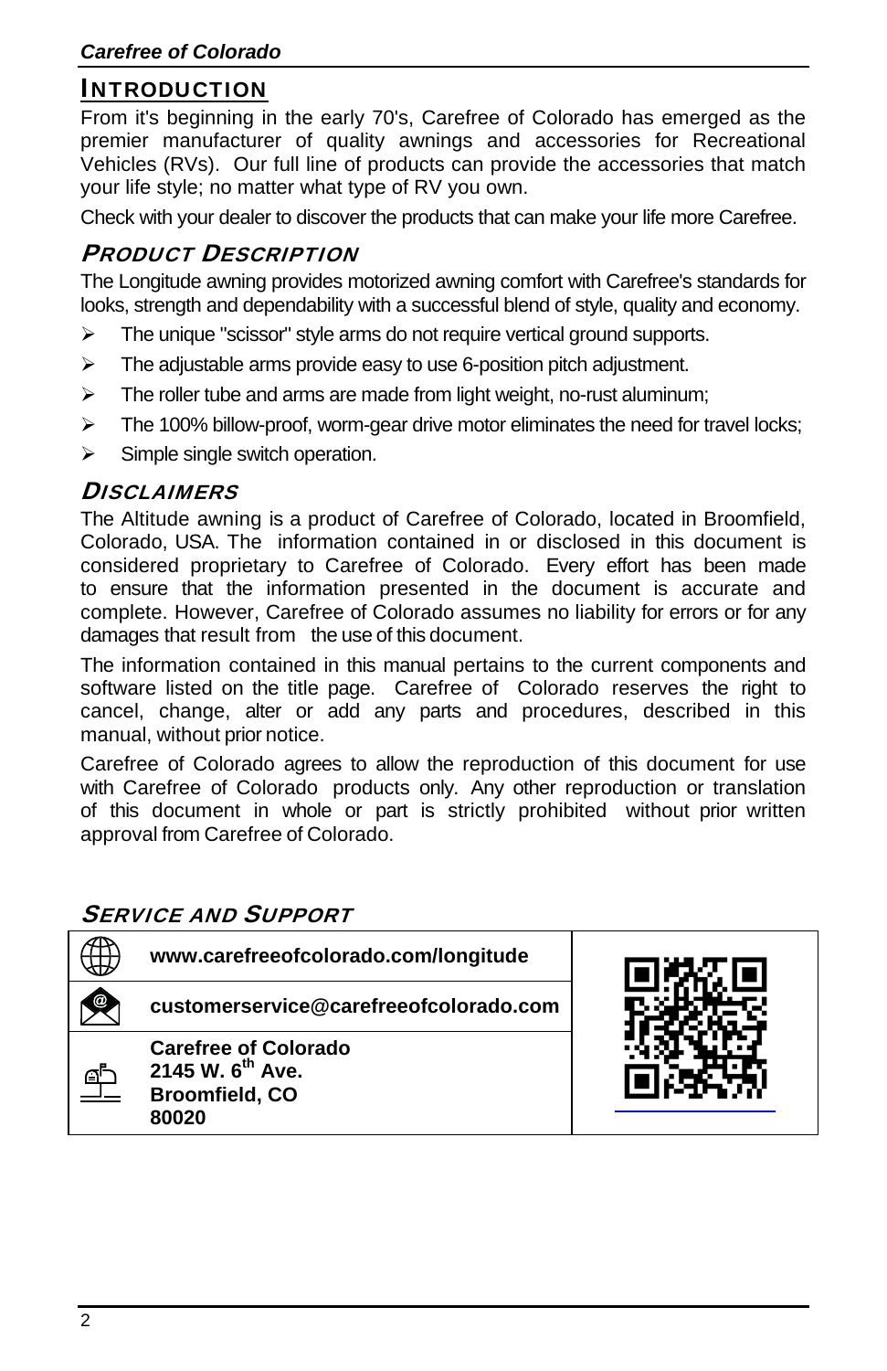## Introduction

From it's beginning in the early 70's, Carefree of Colorado has emerged as the premier manufacturer of quality awnings and accessories for Recreational Vehicles (RVs). Our full line of products can provide the accessories that match your life style; no matter what type of RV you own.

Check with your dealer to discover the products that can make your life more Carefree.

### Product Description

The Longitude awning provides motorized awning comfort with Carefree's standards for looks, strength and dependability with a successful blend of style, quality and economy.

- The unique "scissor" style arms do not require vertical ground supports.
- The adjustable arms provide easy to use 6-position pitch adjustment.
- The roller tube and arms are made from light weight, no-rust aluminum;
- The 100% billow-proof, worm-gear drive motor eliminates the need for travel locks;
- Simple single switch operation.

### Disclaimers

The Altitude awning is a product of Carefree of Colorado, located in Broomfield, Colorado, USA. The information contained in or disclosed in this document is considered proprietary to Carefree of Colorado. Every effort has been made to ensure that the information presented in the document is accurate and complete. However, Carefree of Colorado assumes no liability for errors or for any damages that result from the use of this document.

The information contained in this manual pertains to the current components and software listed on the title page. Carefree of Colorado reserves the right to cancel, change, alter or add any parts and procedures, described in this manual, without prior notice.

Carefree of Colorado agrees to allow the reproduction of this document for use with Carefree of Colorado products only. Any other reproduction or translation of this document in whole or part is strictly prohibited without prior written approval from Carefree of Colorado.

### Service and Support

| | |
|---|---|
| Web | **www.carefreeofcolorado.com/longitude** |
| Email | **customerservice@carefreeofcolorado.com** |
| Mail | **Carefree of Colorado**<br>**2145 W. 6th Ave.**<br>**Broomfield, CO**<br>**80020** |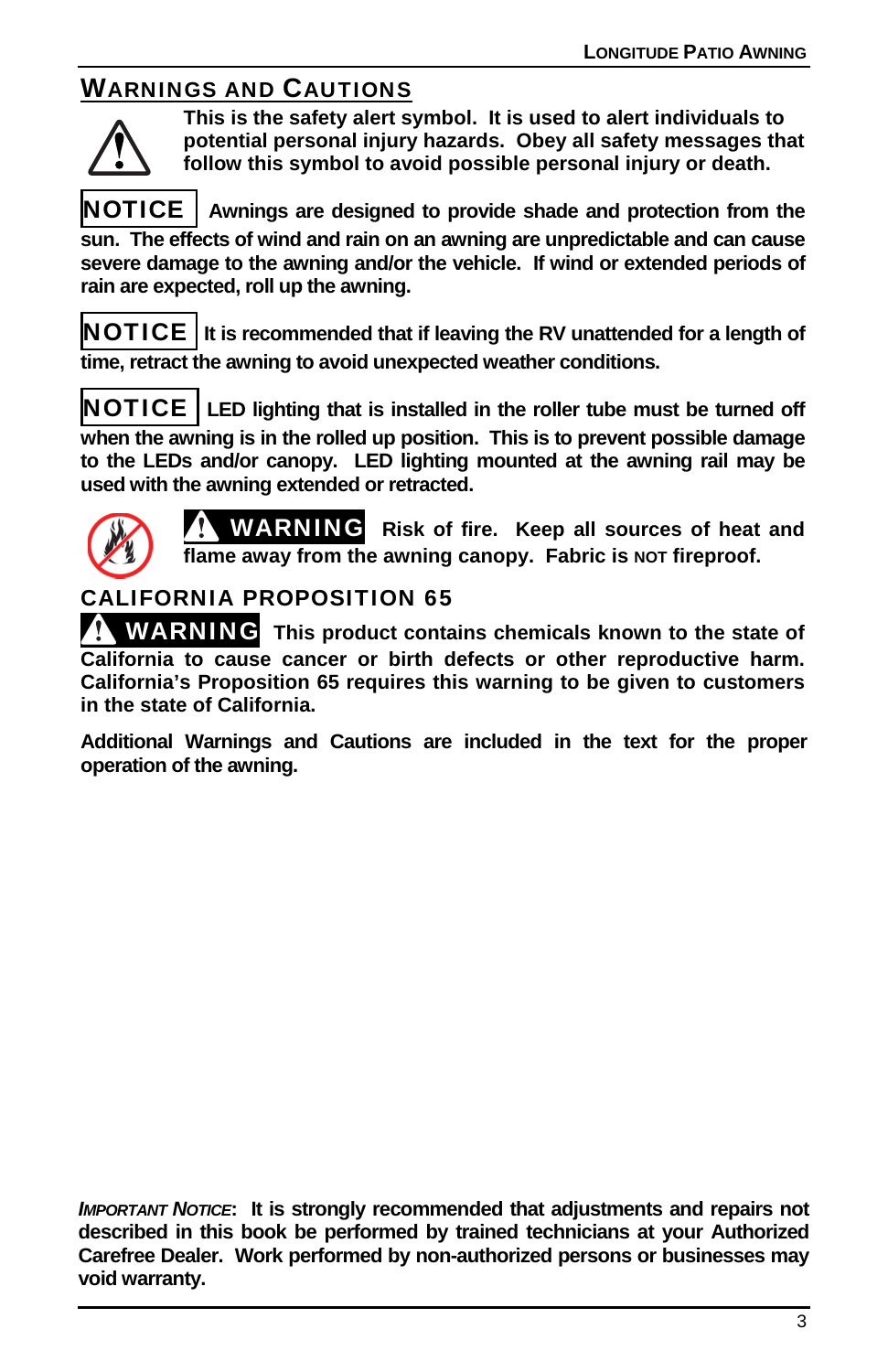## WARNINGS AND CAUTIONS

**This is the safety alert symbol. It is used to alert individuals to potential personal injury hazards. Obey all safety messages that follow this symbol to avoid possible personal injury or death.**

**NOTICE** **Awnings are designed to provide shade and protection from the sun. The effects of wind and rain on an awning are unpredictable and can cause severe damage to the awning and/or the vehicle. If wind or extended periods of rain are expected, roll up the awning.**

**NOTICE** **It is recommended that if leaving the RV unattended for a length of time, retract the awning to avoid unexpected weather conditions.**

**NOTICE** **LED lighting that is installed in the roller tube must be turned off when the awning is in the rolled up position. This is to prevent possible damage to the LEDs and/or canopy. LED lighting mounted at the awning rail may be used with the awning extended or retracted.**

**⚠ WARNING** **Risk of fire. Keep all sources of heat and flame away from the awning canopy. Fabric is NOT fireproof.**

### CALIFORNIA PROPOSITION 65

**⚠ WARNING** **This product contains chemicals known to the state of California to cause cancer or birth defects or other reproductive harm. California's Proposition 65 requires this warning to be given to customers in the state of California.**

**Additional Warnings and Cautions are included in the text for the proper operation of the awning.**

***IMPORTANT NOTICE*: It is strongly recommended that adjustments and repairs not described in this book be performed by trained technicians at your Authorized Carefree Dealer. Work performed by non-authorized persons or businesses may void warranty.**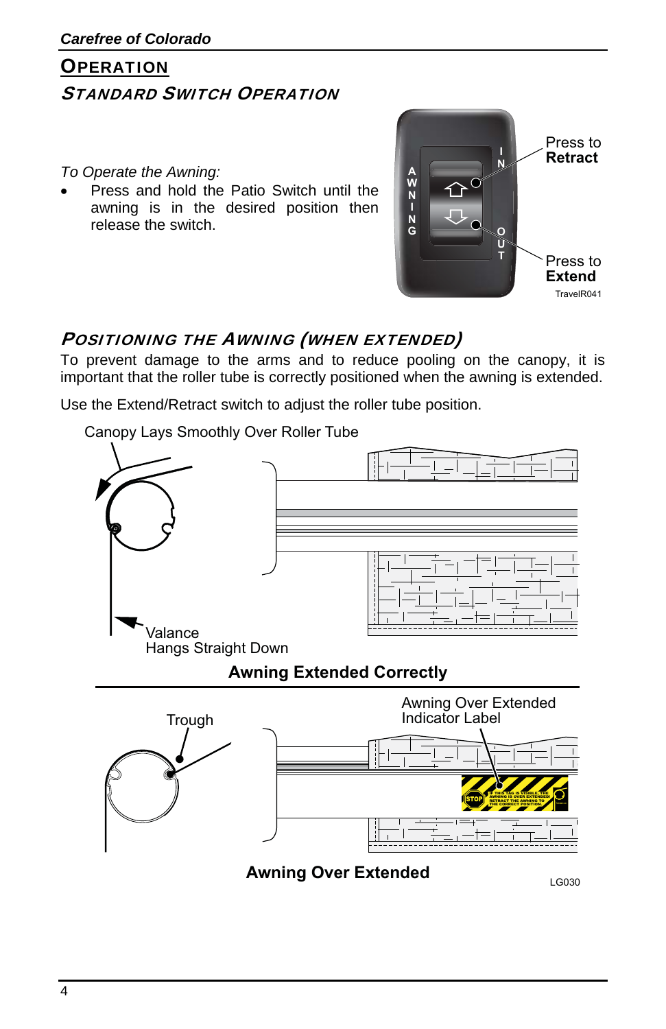## OPERATION

### *STANDARD SWITCH OPERATION*

*To Operate the Awning:*

- Press and hold the Patio Switch until the awning is in the desired position then release the switch.

Press to **Retract**

Press to **Extend**

TravelR041

### *POSITIONING THE AWNING (WHEN EXTENDED)*

To prevent damage to the arms and to reduce pooling on the canopy, it is important that the roller tube is correctly positioned when the awning is extended.

Use the Extend/Retract switch to adjust the roller tube position.

Canopy Lays Smoothly Over Roller Tube

Valance Hangs Straight Down

**Awning Extended Correctly**

Trough

Awning Over Extended Indicator Label

**Awning Over Extended**

LG030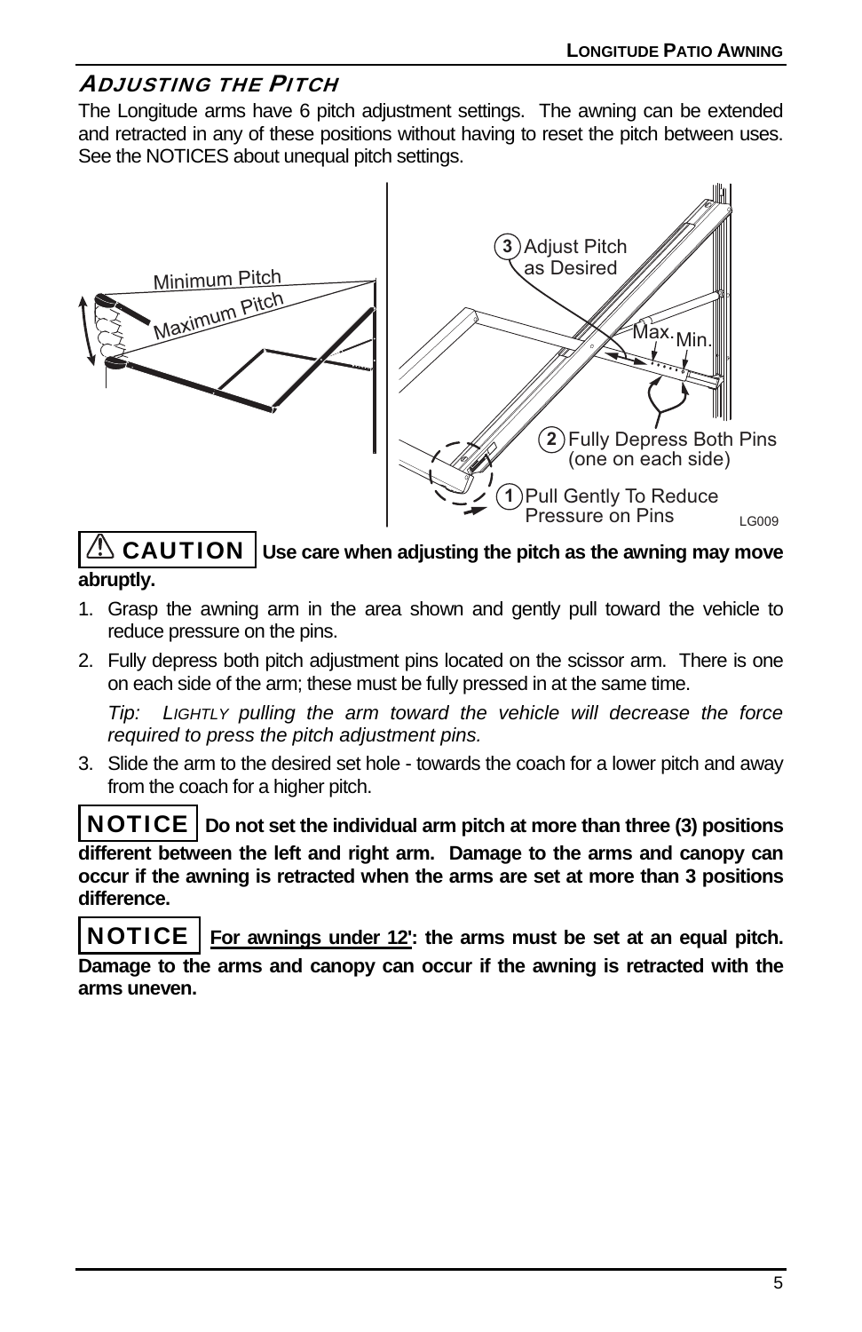## ADJUSTING THE PITCH

The Longitude arms have 6 pitch adjustment settings. The awning can be extended and retracted in any of these positions without having to reset the pitch between uses. See the NOTICES about unequal pitch settings.

Minimum Pitch
Maximum Pitch

3 Adjust Pitch as Desired
Max. Min.
2 Fully Depress Both Pins (one on each side)
1 Pull Gently To Reduce Pressure on Pins

LG009

**⚠ CAUTION Use care when adjusting the pitch as the awning may move abruptly.**

1. Grasp the awning arm in the area shown and gently pull toward the vehicle to reduce pressure on the pins.
2. Fully depress both pitch adjustment pins located on the scissor arm. There is one on each side of the arm; these must be fully pressed in at the same time.

   *Tip: LIGHTLY pulling the arm toward the vehicle will decrease the force required to press the pitch adjustment pins.*

3. Slide the arm to the desired set hole - towards the coach for a lower pitch and away from the coach for a higher pitch.

**NOTICE Do not set the individual arm pitch at more than three (3) positions different between the left and right arm. Damage to the arms and canopy can occur if the awning is retracted when the arms are set at more than 3 positions difference.**

**NOTICE <u>For awnings under 12'</u>: the arms must be set at an equal pitch. Damage to the arms and canopy can occur if the awning is retracted with the arms uneven.**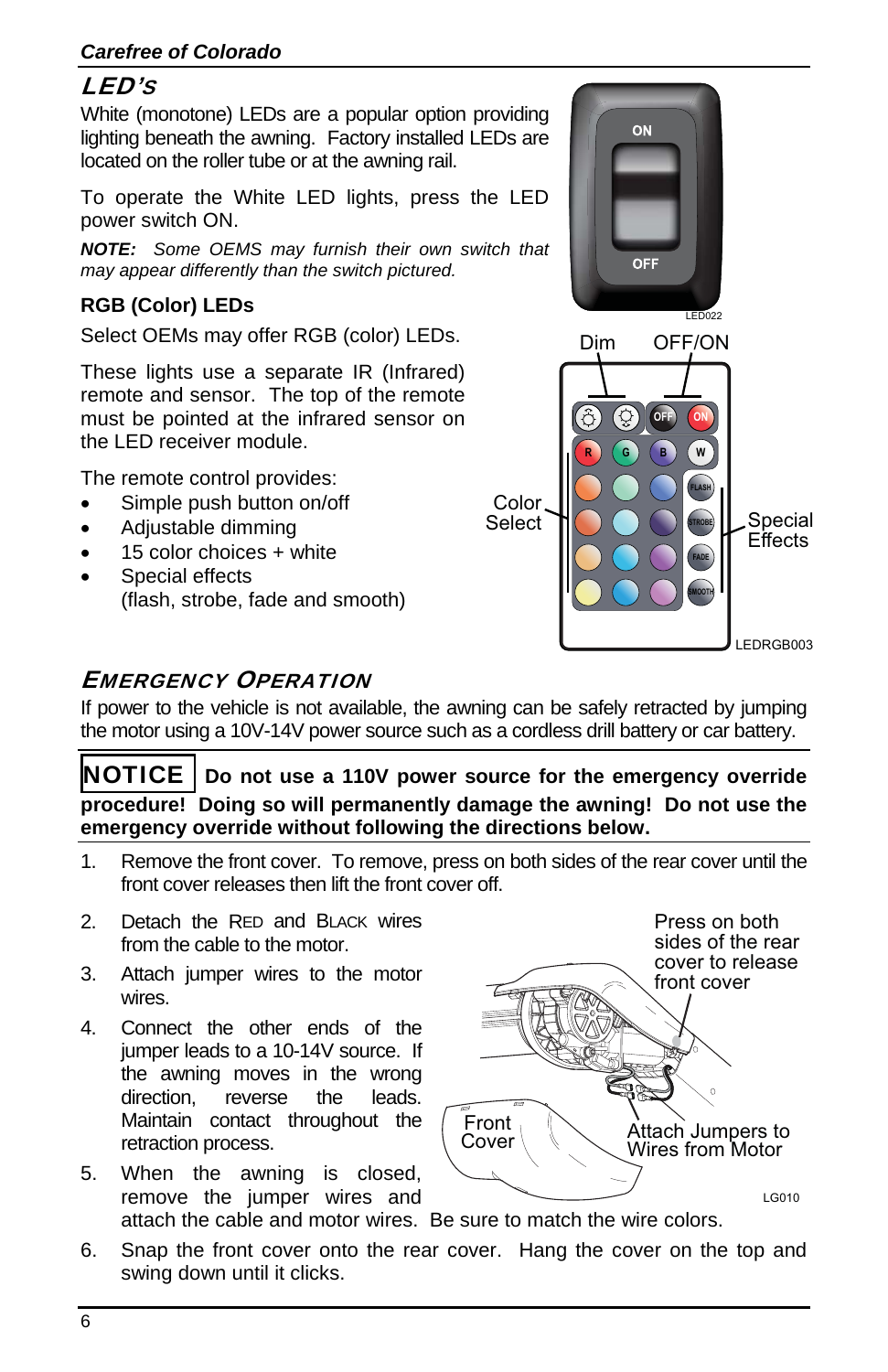## LED's

White (monotone) LEDs are a popular option providing lighting beneath the awning. Factory installed LEDs are located on the roller tube or at the awning rail.

To operate the White LED lights, press the LED power switch ON.

***NOTE:*** *Some OEMS may furnish their own switch that may appear differently than the switch pictured.*

### RGB (Color) LEDs

Select OEMs may offer RGB (color) LEDs.

These lights use a separate IR (Infrared) remote and sensor. The top of the remote must be pointed at the infrared sensor on the LED receiver module.

The remote control provides:

- Simple push button on/off
- Adjustable dimming
- 15 color choices + white
- Special effects (flash, strobe, fade and smooth)

## Emergency Operation

If power to the vehicle is not available, the awning can be safely retracted by jumping the motor using a 10V-14V power source such as a cordless drill battery or car battery.

**NOTICE Do not use a 110V power source for the emergency override procedure! Doing so will permanently damage the awning! Do not use the emergency override without following the directions below.**

1. Remove the front cover. To remove, press on both sides of the rear cover until the front cover releases then lift the front cover off.
2. Detach the Red and Black wires from the cable to the motor.
3. Attach jumper wires to the motor wires.
4. Connect the other ends of the jumper leads to a 10-14V source. If the awning moves in the wrong direction, reverse the leads. Maintain contact throughout the retraction process.
5. When the awning is closed, remove the jumper wires and attach the cable and motor wires. Be sure to match the wire colors.
6. Snap the front cover onto the rear cover. Hang the cover on the top and swing down until it clicks.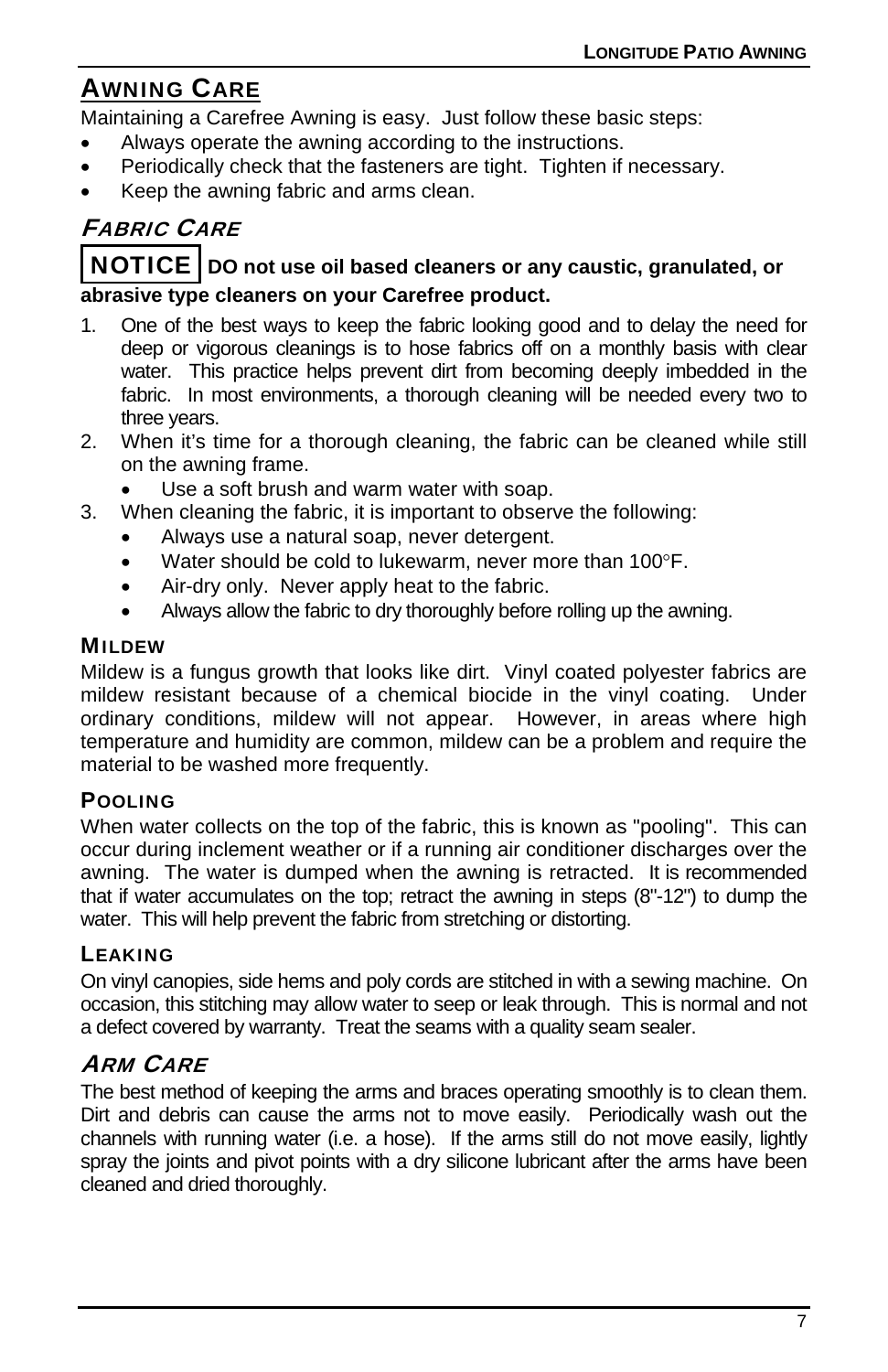# AWNING CARE

Maintaining a Carefree Awning is easy. Just follow these basic steps:

- Always operate the awning according to the instructions.
- Periodically check that the fasteners are tight. Tighten if necessary.
- Keep the awning fabric and arms clean.

## FABRIC CARE

**NOTICE** **DO not use oil based cleaners or any caustic, granulated, or abrasive type cleaners on your Carefree product.**

1. One of the best ways to keep the fabric looking good and to delay the need for deep or vigorous cleanings is to hose fabrics off on a monthly basis with clear water. This practice helps prevent dirt from becoming deeply imbedded in the fabric. In most environments, a thorough cleaning will be needed every two to three years.
2. When it's time for a thorough cleaning, the fabric can be cleaned while still on the awning frame.
   - Use a soft brush and warm water with soap.
3. When cleaning the fabric, it is important to observe the following:
   - Always use a natural soap, never detergent.
   - Water should be cold to lukewarm, never more than 100°F.
   - Air-dry only. Never apply heat to the fabric.
   - Always allow the fabric to dry thoroughly before rolling up the awning.

### MILDEW

Mildew is a fungus growth that looks like dirt. Vinyl coated polyester fabrics are mildew resistant because of a chemical biocide in the vinyl coating. Under ordinary conditions, mildew will not appear. However, in areas where high temperature and humidity are common, mildew can be a problem and require the material to be washed more frequently.

### POOLING

When water collects on the top of the fabric, this is known as "pooling". This can occur during inclement weather or if a running air conditioner discharges over the awning. The water is dumped when the awning is retracted. It is recommended that if water accumulates on the top; retract the awning in steps (8"-12") to dump the water. This will help prevent the fabric from stretching or distorting.

### LEAKING

On vinyl canopies, side hems and poly cords are stitched in with a sewing machine. On occasion, this stitching may allow water to seep or leak through. This is normal and not a defect covered by warranty. Treat the seams with a quality seam sealer.

## ARM CARE

The best method of keeping the arms and braces operating smoothly is to clean them. Dirt and debris can cause the arms not to move easily. Periodically wash out the channels with running water (i.e. a hose). If the arms still do not move easily, lightly spray the joints and pivot points with a dry silicone lubricant after the arms have been cleaned and dried thoroughly.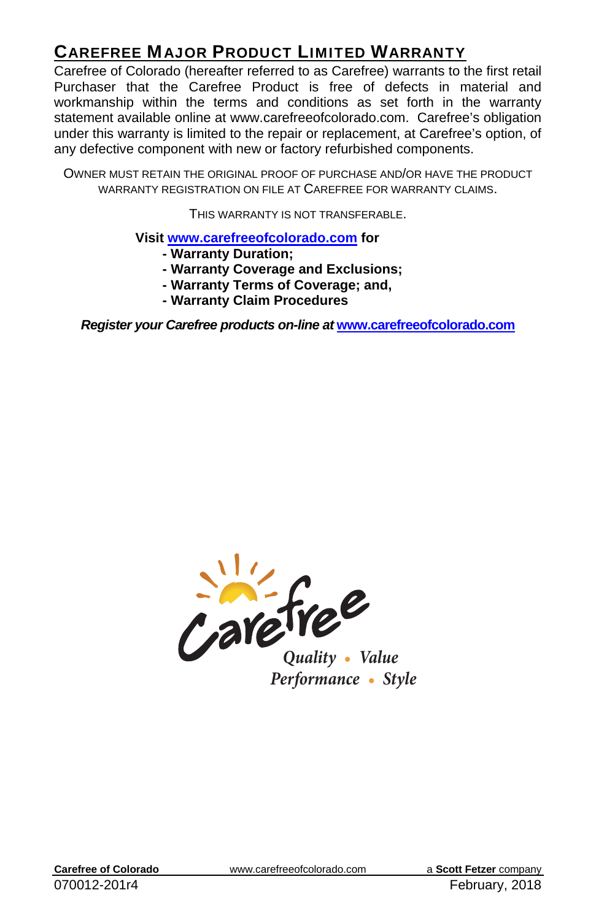## CAREFREE MAJOR PRODUCT LIMITED WARRANTY

Carefree of Colorado (hereafter referred to as Carefree) warrants to the first retail Purchaser that the Carefree Product is free of defects in material and workmanship within the terms and conditions as set forth in the warranty statement available online at www.carefreeofcolorado.com. Carefree's obligation under this warranty is limited to the repair or replacement, at Carefree's option, of any defective component with new or factory refurbished components.

OWNER MUST RETAIN THE ORIGINAL PROOF OF PURCHASE AND/OR HAVE THE PRODUCT WARRANTY REGISTRATION ON FILE AT CAREFREE FOR WARRANTY CLAIMS.

THIS WARRANTY IS NOT TRANSFERABLE.

**Visit www.carefreeofcolorado.com for**

- **Warranty Duration;**
- **Warranty Coverage and Exclusions;**
- **Warranty Terms of Coverage; and,**
- **Warranty Claim Procedures**

***Register your Carefree products on-line at www.carefreeofcolorado.com***

Carefree

*Quality • Value*
*Performance • Style*

**Carefree of Colorado** www.carefreeofcolorado.com a **Scott Fetzer** company
070012-201r4 February, 2018